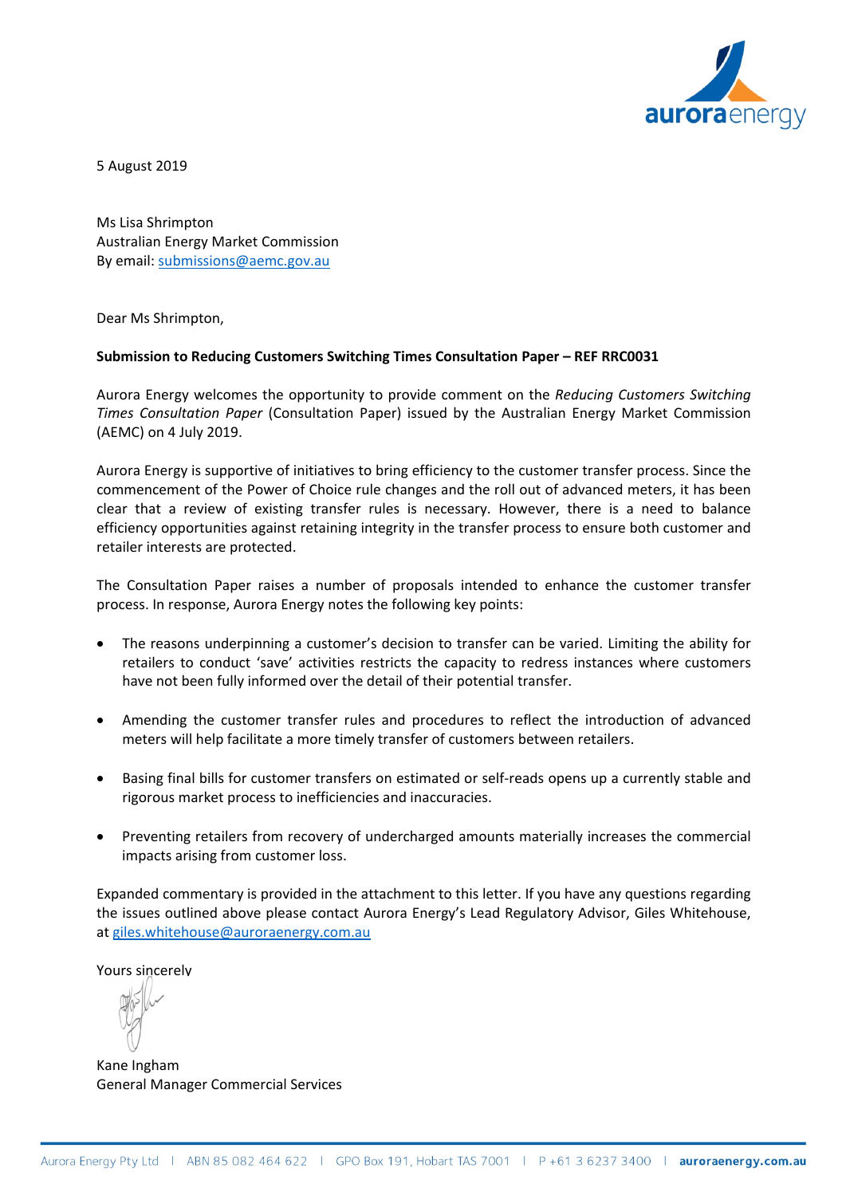5 August 2019

Ms Lisa Shrimpton
Australian Energy Market Commission
By email: submissions@aemc.gov.au

Dear Ms Shrimpton,

**Submission to Reducing Customers Switching Times Consultation Paper – REF RRC0031**

Aurora Energy welcomes the opportunity to provide comment on the *Reducing Customers Switching Times Consultation Paper* (Consultation Paper) issued by the Australian Energy Market Commission (AEMC) on 4 July 2019.

Aurora Energy is supportive of initiatives to bring efficiency to the customer transfer process. Since the commencement of the Power of Choice rule changes and the roll out of advanced meters, it has been clear that a review of existing transfer rules is necessary. However, there is a need to balance efficiency opportunities against retaining integrity in the transfer process to ensure both customer and retailer interests are protected.

The Consultation Paper raises a number of proposals intended to enhance the customer transfer process. In response, Aurora Energy notes the following key points:

- The reasons underpinning a customer's decision to transfer can be varied. Limiting the ability for retailers to conduct 'save' activities restricts the capacity to redress instances where customers have not been fully informed over the detail of their potential transfer.
- Amending the customer transfer rules and procedures to reflect the introduction of advanced meters will help facilitate a more timely transfer of customers between retailers.
- Basing final bills for customer transfers on estimated or self-reads opens up a currently stable and rigorous market process to inefficiencies and inaccuracies.
- Preventing retailers from recovery of undercharged amounts materially increases the commercial impacts arising from customer loss.

Expanded commentary is provided in the attachment to this letter. If you have any questions regarding the issues outlined above please contact Aurora Energy's Lead Regulatory Advisor, Giles Whitehouse, at giles.whitehouse@auroraenergy.com.au

Yours sincerely

Kane Ingham
General Manager Commercial Services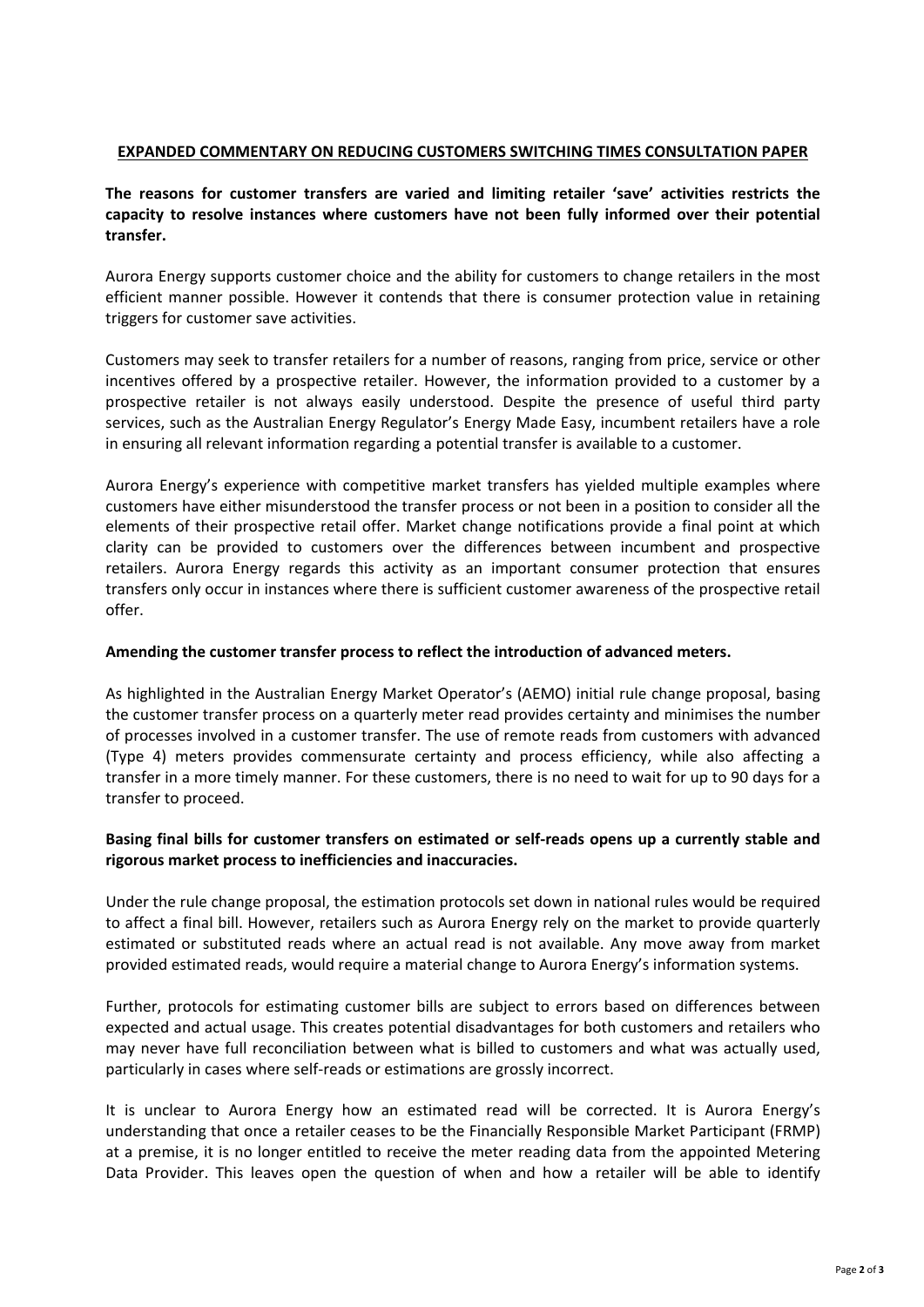**EXPANDED COMMENTARY ON REDUCING CUSTOMERS SWITCHING TIMES CONSULTATION PAPER**

**The reasons for customer transfers are varied and limiting retailer 'save' activities restricts the capacity to resolve instances where customers have not been fully informed over their potential transfer.**

Aurora Energy supports customer choice and the ability for customers to change retailers in the most efficient manner possible. However it contends that there is consumer protection value in retaining triggers for customer save activities.

Customers may seek to transfer retailers for a number of reasons, ranging from price, service or other incentives offered by a prospective retailer. However, the information provided to a customer by a prospective retailer is not always easily understood. Despite the presence of useful third party services, such as the Australian Energy Regulator's Energy Made Easy, incumbent retailers have a role in ensuring all relevant information regarding a potential transfer is available to a customer.

Aurora Energy's experience with competitive market transfers has yielded multiple examples where customers have either misunderstood the transfer process or not been in a position to consider all the elements of their prospective retail offer. Market change notifications provide a final point at which clarity can be provided to customers over the differences between incumbent and prospective retailers. Aurora Energy regards this activity as an important consumer protection that ensures transfers only occur in instances where there is sufficient customer awareness of the prospective retail offer.

**Amending the customer transfer process to reflect the introduction of advanced meters.**

As highlighted in the Australian Energy Market Operator's (AEMO) initial rule change proposal, basing the customer transfer process on a quarterly meter read provides certainty and minimises the number of processes involved in a customer transfer. The use of remote reads from customers with advanced (Type 4) meters provides commensurate certainty and process efficiency, while also affecting a transfer in a more timely manner. For these customers, there is no need to wait for up to 90 days for a transfer to proceed.

**Basing final bills for customer transfers on estimated or self-reads opens up a currently stable and rigorous market process to inefficiencies and inaccuracies.**

Under the rule change proposal, the estimation protocols set down in national rules would be required to affect a final bill. However, retailers such as Aurora Energy rely on the market to provide quarterly estimated or substituted reads where an actual read is not available. Any move away from market provided estimated reads, would require a material change to Aurora Energy's information systems.

Further, protocols for estimating customer bills are subject to errors based on differences between expected and actual usage. This creates potential disadvantages for both customers and retailers who may never have full reconciliation between what is billed to customers and what was actually used, particularly in cases where self-reads or estimations are grossly incorrect.

It is unclear to Aurora Energy how an estimated read will be corrected. It is Aurora Energy's understanding that once a retailer ceases to be the Financially Responsible Market Participant (FRMP) at a premise, it is no longer entitled to receive the meter reading data from the appointed Metering Data Provider. This leaves open the question of when and how a retailer will be able to identify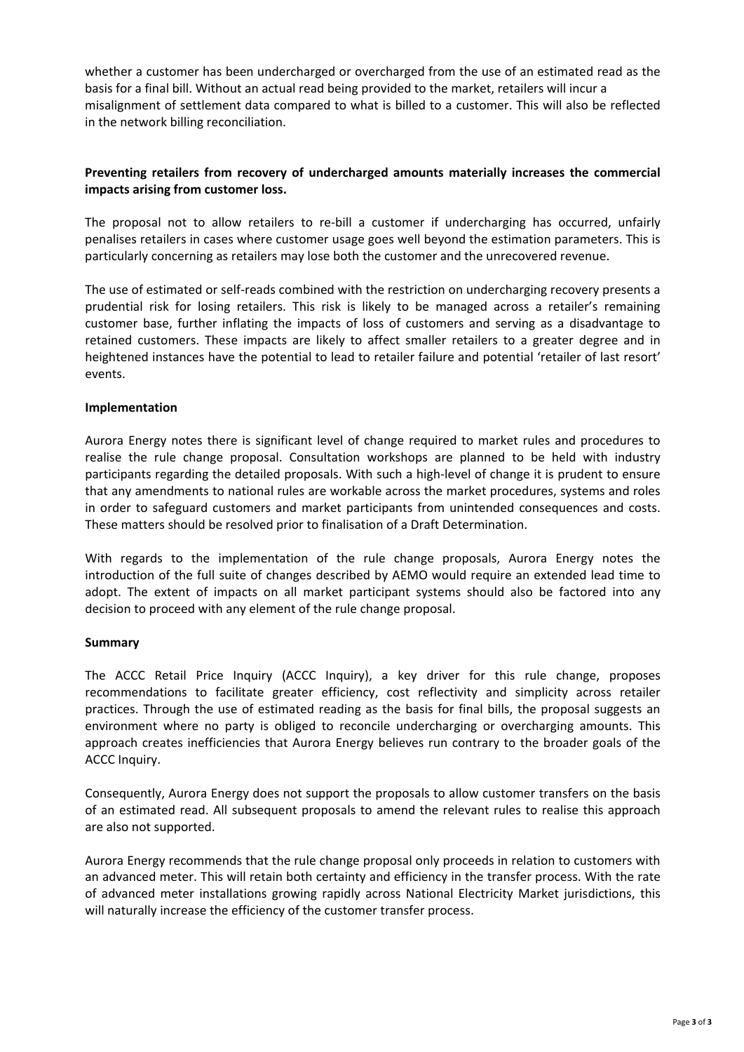whether a customer has been undercharged or overcharged from the use of an estimated read as the basis for a final bill. Without an actual read being provided to the market, retailers will incur a misalignment of settlement data compared to what is billed to a customer. This will also be reflected in the network billing reconciliation.

**Preventing retailers from recovery of undercharged amounts materially increases the commercial impacts arising from customer loss.**

The proposal not to allow retailers to re-bill a customer if undercharging has occurred, unfairly penalises retailers in cases where customer usage goes well beyond the estimation parameters. This is particularly concerning as retailers may lose both the customer and the unrecovered revenue.

The use of estimated or self-reads combined with the restriction on undercharging recovery presents a prudential risk for losing retailers. This risk is likely to be managed across a retailer's remaining customer base, further inflating the impacts of loss of customers and serving as a disadvantage to retained customers. These impacts are likely to affect smaller retailers to a greater degree and in heightened instances have the potential to lead to retailer failure and potential 'retailer of last resort' events.

**Implementation**

Aurora Energy notes there is significant level of change required to market rules and procedures to realise the rule change proposal. Consultation workshops are planned to be held with industry participants regarding the detailed proposals. With such a high-level of change it is prudent to ensure that any amendments to national rules are workable across the market procedures, systems and roles in order to safeguard customers and market participants from unintended consequences and costs. These matters should be resolved prior to finalisation of a Draft Determination.

With regards to the implementation of the rule change proposals, Aurora Energy notes the introduction of the full suite of changes described by AEMO would require an extended lead time to adopt. The extent of impacts on all market participant systems should also be factored into any decision to proceed with any element of the rule change proposal.

**Summary**

The ACCC Retail Price Inquiry (ACCC Inquiry), a key driver for this rule change, proposes recommendations to facilitate greater efficiency, cost reflectivity and simplicity across retailer practices. Through the use of estimated reading as the basis for final bills, the proposal suggests an environment where no party is obliged to reconcile undercharging or overcharging amounts. This approach creates inefficiencies that Aurora Energy believes run contrary to the broader goals of the ACCC Inquiry.

Consequently, Aurora Energy does not support the proposals to allow customer transfers on the basis of an estimated read. All subsequent proposals to amend the relevant rules to realise this approach are also not supported.

Aurora Energy recommends that the rule change proposal only proceeds in relation to customers with an advanced meter. This will retain both certainty and efficiency in the transfer process. With the rate of advanced meter installations growing rapidly across National Electricity Market jurisdictions, this will naturally increase the efficiency of the customer transfer process.